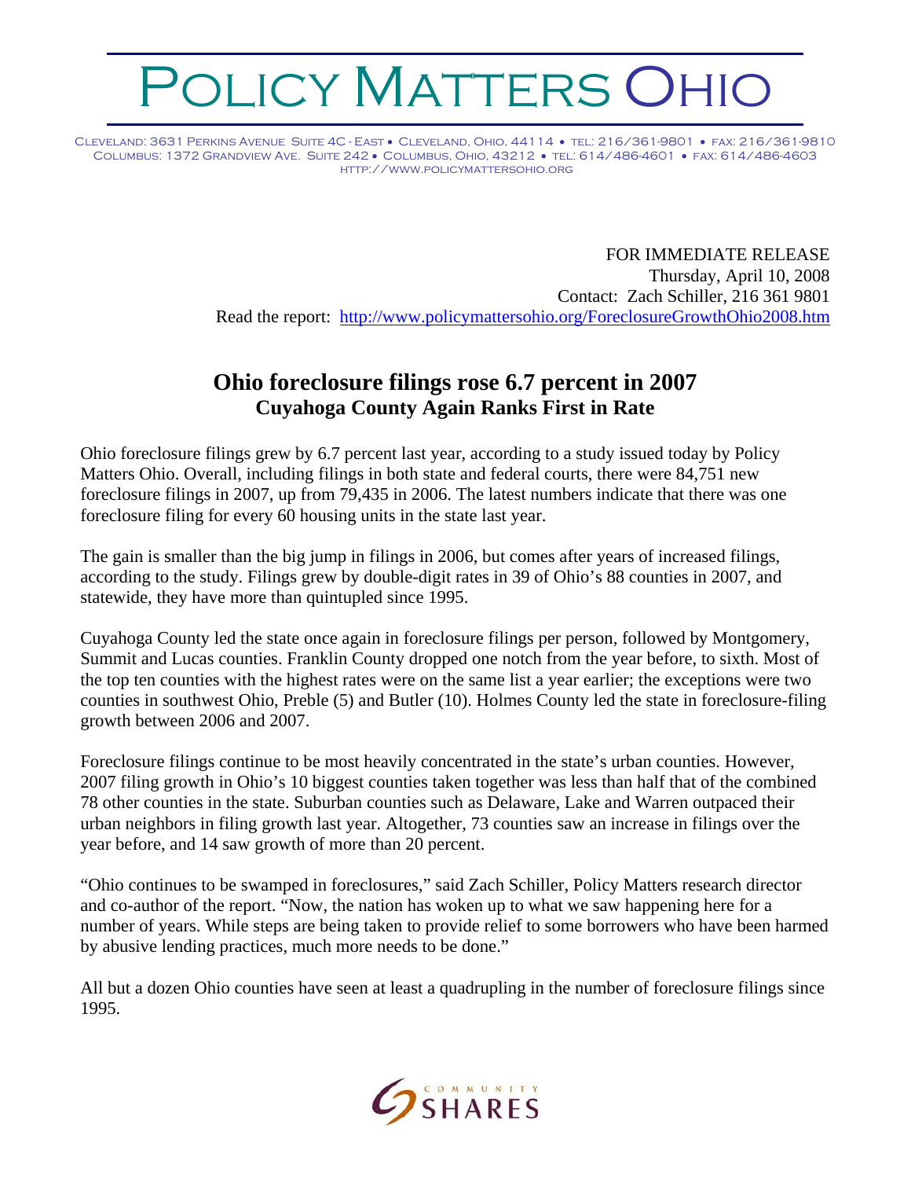# POLICY MATTERS OHIO

CLEVELAND: 3631 PERKINS AVENUE SUITE 4C - EAST • CLEVELAND, OHIO, 44114 • TEL: 216/361-9801 • FAX: 216/361-9810
COLUMBUS: 1372 GRANDVIEW AVE. SUITE 242 • COLUMBUS, OHIO, 43212 • TEL: 614/486-4601 • FAX: 614/486-4603
HTTP://WWW.POLICYMATTERSOHIO.ORG

FOR IMMEDIATE RELEASE
Thursday, April 10, 2008
Contact: Zach Schiller, 216 361 9801
Read the report: http://www.policymattersohio.org/ForeclosureGrowthOhio2008.htm

## Ohio foreclosure filings rose 6.7 percent in 2007
### Cuyahoga County Again Ranks First in Rate

Ohio foreclosure filings grew by 6.7 percent last year, according to a study issued today by Policy Matters Ohio. Overall, including filings in both state and federal courts, there were 84,751 new foreclosure filings in 2007, up from 79,435 in 2006. The latest numbers indicate that there was one foreclosure filing for every 60 housing units in the state last year.

The gain is smaller than the big jump in filings in 2006, but comes after years of increased filings, according to the study. Filings grew by double-digit rates in 39 of Ohio's 88 counties in 2007, and statewide, they have more than quintupled since 1995.

Cuyahoga County led the state once again in foreclosure filings per person, followed by Montgomery, Summit and Lucas counties. Franklin County dropped one notch from the year before, to sixth. Most of the top ten counties with the highest rates were on the same list a year earlier; the exceptions were two counties in southwest Ohio, Preble (5) and Butler (10). Holmes County led the state in foreclosure-filing growth between 2006 and 2007.

Foreclosure filings continue to be most heavily concentrated in the state's urban counties. However, 2007 filing growth in Ohio's 10 biggest counties taken together was less than half that of the combined 78 other counties in the state. Suburban counties such as Delaware, Lake and Warren outpaced their urban neighbors in filing growth last year. Altogether, 73 counties saw an increase in filings over the year before, and 14 saw growth of more than 20 percent.

"Ohio continues to be swamped in foreclosures," said Zach Schiller, Policy Matters research director and co-author of the report. "Now, the nation has woken up to what we saw happening here for a number of years. While steps are being taken to provide relief to some borrowers who have been harmed by abusive lending practices, much more needs to be done."

All but a dozen Ohio counties have seen at least a quadrupling in the number of foreclosure filings since 1995.

COMMUNITY SHARES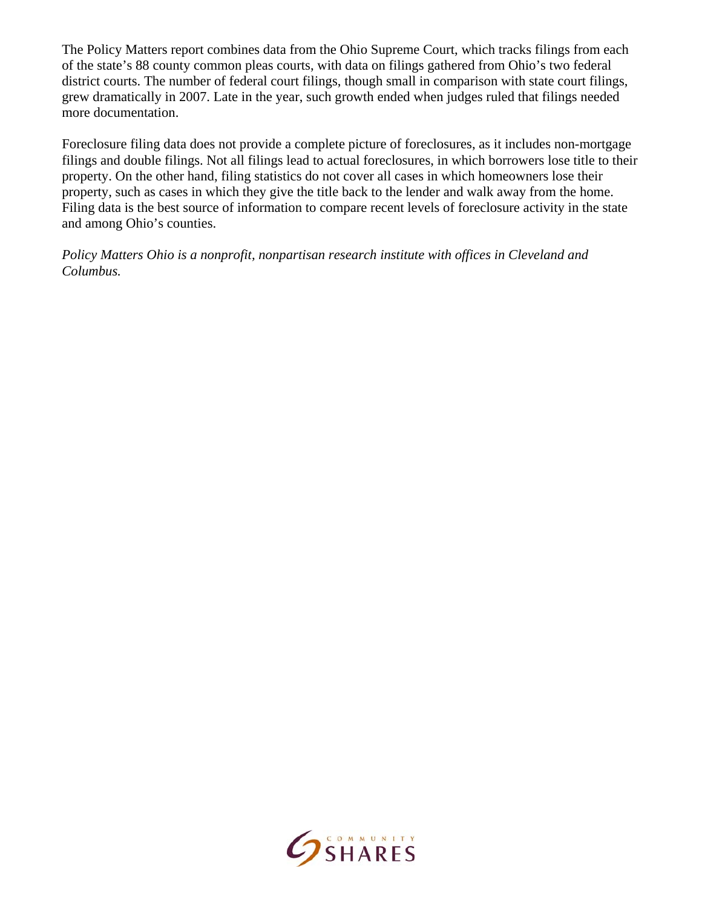The Policy Matters report combines data from the Ohio Supreme Court, which tracks filings from each of the state's 88 county common pleas courts, with data on filings gathered from Ohio's two federal district courts. The number of federal court filings, though small in comparison with state court filings, grew dramatically in 2007. Late in the year, such growth ended when judges ruled that filings needed more documentation.

Foreclosure filing data does not provide a complete picture of foreclosures, as it includes non-mortgage filings and double filings. Not all filings lead to actual foreclosures, in which borrowers lose title to their property. On the other hand, filing statistics do not cover all cases in which homeowners lose their property, such as cases in which they give the title back to the lender and walk away from the home. Filing data is the best source of information to compare recent levels of foreclosure activity in the state and among Ohio's counties.

*Policy Matters Ohio is a nonprofit, nonpartisan research institute with offices in Cleveland and Columbus.*

COMMUNITY SHARES